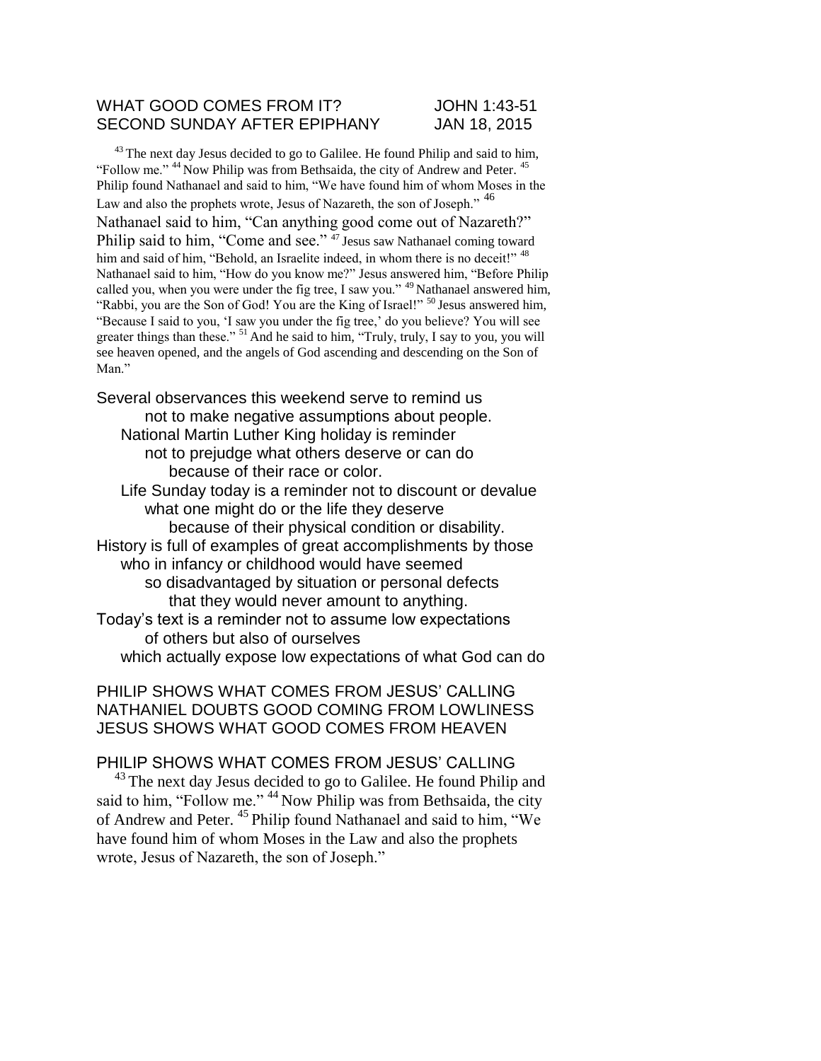# WHAT GOOD COMES FROM IT? JOHN 1:43-51
## SECOND SUNDAY AFTER EPIPHANY JAN 18, 2015

[43] The next day Jesus decided to go to Galilee. He found Philip and said to him, "Follow me." [44] Now Philip was from Bethsaida, the city of Andrew and Peter. [45] Philip found Nathanael and said to him, "We have found him of whom Moses in the Law and also the prophets wrote, Jesus of Nazareth, the son of Joseph." [46] Nathanael said to him, "Can anything good come out of Nazareth?" Philip said to him, "Come and see." [47] Jesus saw Nathanael coming toward him and said of him, "Behold, an Israelite indeed, in whom there is no deceit!" [48] Nathanael said to him, "How do you know me?" Jesus answered him, "Before Philip called you, when you were under the fig tree, I saw you." [49] Nathanael answered him, "Rabbi, you are the Son of God! You are the King of Israel!" [50] Jesus answered him, "Because I said to you, 'I saw you under the fig tree,' do you believe? You will see greater things than these." [51] And he said to him, "Truly, truly, I say to you, you will see heaven opened, and the angels of God ascending and descending on the Son of Man."

Several observances this weekend serve to remind us
 not to make negative assumptions about people.
 National Martin Luther King holiday is reminder
 not to prejudge what others deserve or can do
 because of their race or color.
 Life Sunday today is a reminder not to discount or devalue
 what one might do or the life they deserve
 because of their physical condition or disability.
History is full of examples of great accomplishments by those
 who in infancy or childhood would have seemed
 so disadvantaged by situation or personal defects
 that they would never amount to anything.
Today's text is a reminder not to assume low expectations
 of others but also of ourselves
 which actually expose low expectations of what God can do

PHILIP SHOWS WHAT COMES FROM JESUS' CALLING
NATHANIEL DOUBTS GOOD COMING FROM LOWLINESS
JESUS SHOWS WHAT GOOD COMES FROM HEAVEN

## PHILIP SHOWS WHAT COMES FROM JESUS' CALLING

[43] The next day Jesus decided to go to Galilee. He found Philip and said to him, "Follow me." [44] Now Philip was from Bethsaida, the city of Andrew and Peter. [45] Philip found Nathanael and said to him, "We have found him of whom Moses in the Law and also the prophets wrote, Jesus of Nazareth, the son of Joseph."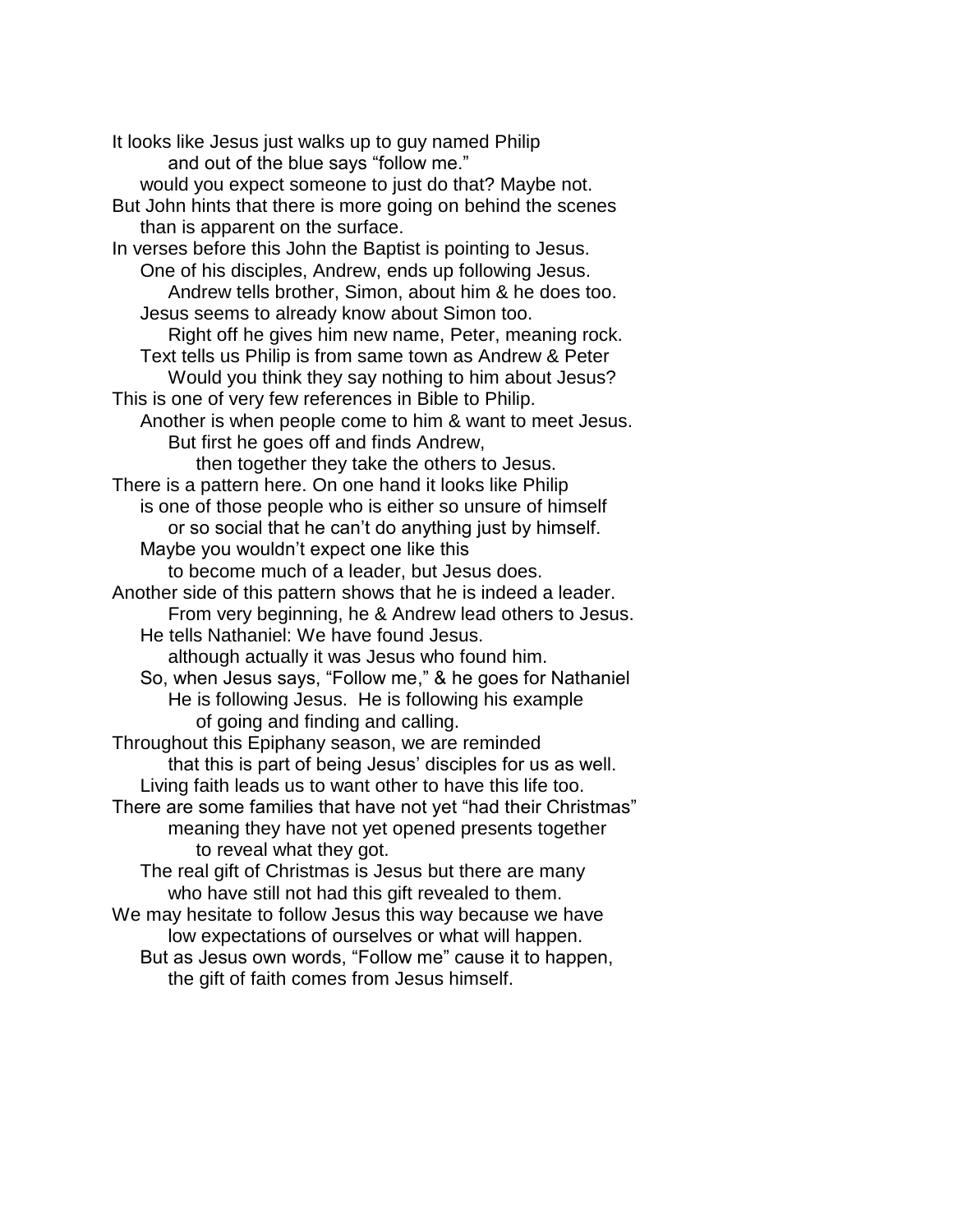It looks like Jesus just walks up to guy named Philip
and out of the blue says "follow me."
would you expect someone to just do that? Maybe not.
But John hints that there is more going on behind the scenes
than is apparent on the surface.
In verses before this John the Baptist is pointing to Jesus.
One of his disciples, Andrew, ends up following Jesus.
Andrew tells brother, Simon, about him & he does too.
Jesus seems to already know about Simon too.
Right off he gives him new name, Peter, meaning rock.
Text tells us Philip is from same town as Andrew & Peter
Would you think they say nothing to him about Jesus?
This is one of very few references in Bible to Philip.
Another is when people come to him & want to meet Jesus.
But first he goes off and finds Andrew,
then together they take the others to Jesus.
There is a pattern here. On one hand it looks like Philip
is one of those people who is either so unsure of himself
or so social that he can't do anything just by himself.
Maybe you wouldn't expect one like this
to become much of a leader, but Jesus does.
Another side of this pattern shows that he is indeed a leader.
From very beginning, he & Andrew lead others to Jesus.
He tells Nathaniel: We have found Jesus.
although actually it was Jesus who found him.
So, when Jesus says, "Follow me," & he goes for Nathaniel
He is following Jesus. He is following his example
of going and finding and calling.
Throughout this Epiphany season, we are reminded
that this is part of being Jesus' disciples for us as well.
Living faith leads us to want other to have this life too.
There are some families that have not yet "had their Christmas"
meaning they have not yet opened presents together
to reveal what they got.
The real gift of Christmas is Jesus but there are many
who have still not had this gift revealed to them.
We may hesitate to follow Jesus this way because we have
low expectations of ourselves or what will happen.
But as Jesus own words, "Follow me" cause it to happen,
the gift of faith comes from Jesus himself.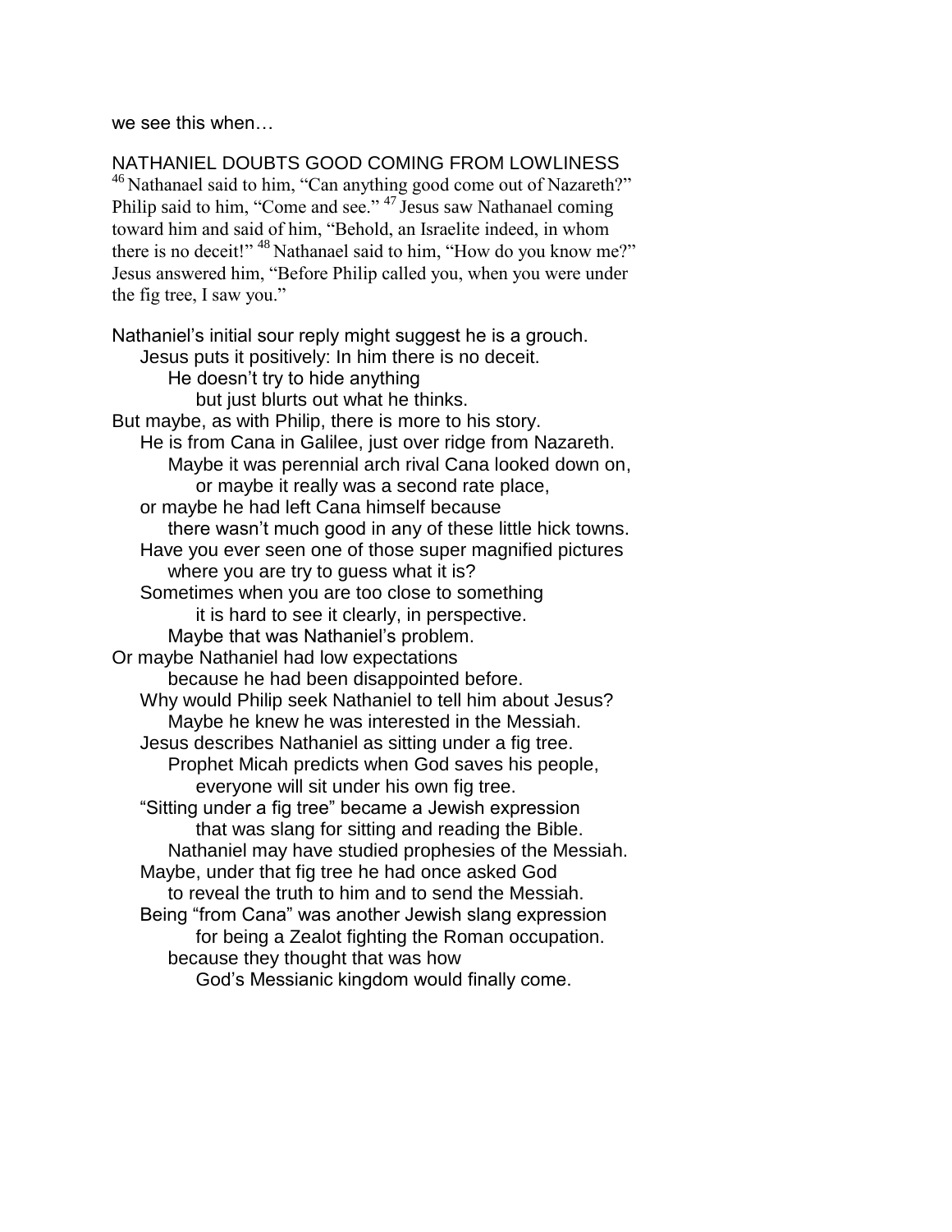we see this when…

NATHANIEL DOUBTS GOOD COMING FROM LOWLINESS

[46] Nathanael said to him, "Can anything good come out of Nazareth?" Philip said to him, "Come and see." [47] Jesus saw Nathanael coming toward him and said of him, "Behold, an Israelite indeed, in whom there is no deceit!" [48] Nathanael said to him, "How do you know me?" Jesus answered him, "Before Philip called you, when you were under the fig tree, I saw you."

Nathaniel's initial sour reply might suggest he is a grouch.
Jesus puts it positively: In him there is no deceit.
He doesn't try to hide anything
but just blurts out what he thinks.
But maybe, as with Philip, there is more to his story.
He is from Cana in Galilee, just over ridge from Nazareth.
Maybe it was perennial arch rival Cana looked down on,
or maybe it really was a second rate place,
or maybe he had left Cana himself because
there wasn't much good in any of these little hick towns.
Have you ever seen one of those super magnified pictures
where you are try to guess what it is?
Sometimes when you are too close to something
it is hard to see it clearly, in perspective.
Maybe that was Nathaniel's problem.
Or maybe Nathaniel had low expectations
because he had been disappointed before.
Why would Philip seek Nathaniel to tell him about Jesus?
Maybe he knew he was interested in the Messiah.
Jesus describes Nathaniel as sitting under a fig tree.
Prophet Micah predicts when God saves his people,
everyone will sit under his own fig tree.
"Sitting under a fig tree" became a Jewish expression
that was slang for sitting and reading the Bible.
Nathaniel may have studied prophesies of the Messiah.
Maybe, under that fig tree he had once asked God
to reveal the truth to him and to send the Messiah.
Being "from Cana" was another Jewish slang expression
for being a Zealot fighting the Roman occupation.
because they thought that was how
God's Messianic kingdom would finally come.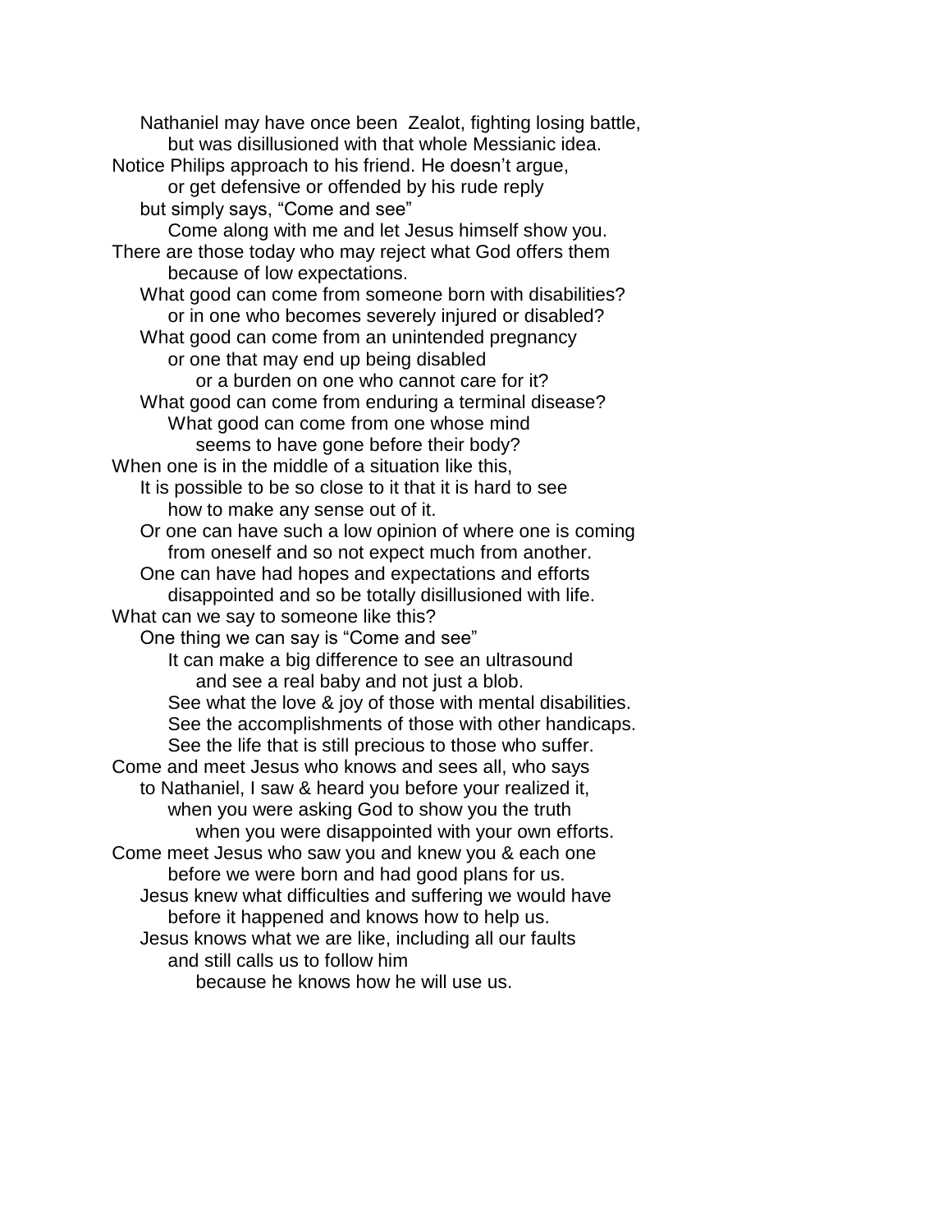Nathaniel may have once been  Zealot, fighting losing battle,
but was disillusioned with that whole Messianic idea.

Notice Philips approach to his friend. He doesn't argue,
or get defensive or offended by his rude reply
but simply says, "Come and see"
Come along with me and let Jesus himself show you.

There are those today who may reject what God offers them
because of low expectations.
What good can come from someone born with disabilities?
or in one who becomes severely injured or disabled?
What good can come from an unintended pregnancy
or one that may end up being disabled
or a burden on one who cannot care for it?
What good can come from enduring a terminal disease?
What good can come from one whose mind
seems to have gone before their body?

When one is in the middle of a situation like this,
It is possible to be so close to it that it is hard to see
how to make any sense out of it.
Or one can have such a low opinion of where one is coming
from oneself and so not expect much from another.
One can have had hopes and expectations and efforts
disappointed and so be totally disillusioned with life.

What can we say to someone like this?
One thing we can say is "Come and see"
It can make a big difference to see an ultrasound
and see a real baby and not just a blob.
See what the love & joy of those with mental disabilities.
See the accomplishments of those with other handicaps.
See the life that is still precious to those who suffer.

Come and meet Jesus who knows and sees all, who says
to Nathaniel, I saw & heard you before your realized it,
when you were asking God to show you the truth
when you were disappointed with your own efforts.

Come meet Jesus who saw you and knew you & each one
before we were born and had good plans for us.
Jesus knew what difficulties and suffering we would have
before it happened and knows how to help us.
Jesus knows what we are like, including all our faults
and still calls us to follow him
because he knows how he will use us.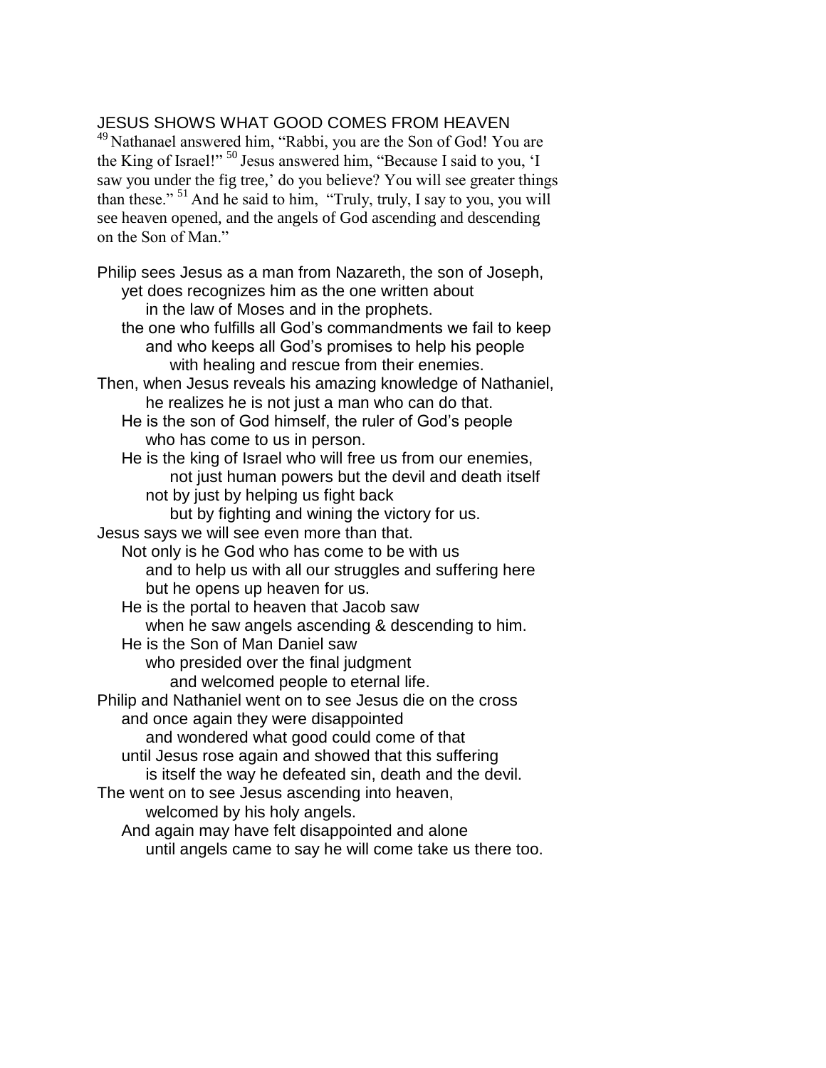JESUS SHOWS WHAT GOOD COMES FROM HEAVEN

[49] Nathanael answered him, "Rabbi, you are the Son of God! You are the King of Israel!" [50] Jesus answered him, "Because I said to you, 'I saw you under the fig tree,' do you believe? You will see greater things than these." [51] And he said to him, "Truly, truly, I say to you, you will see heaven opened, and the angels of God ascending and descending on the Son of Man."

Philip sees Jesus as a man from Nazareth, the son of Joseph,
    yet does recognizes him as the one written about
        in the law of Moses and in the prophets.
    the one who fulfills all God's commandments we fail to keep
        and who keeps all God's promises to help his people
            with healing and rescue from their enemies.
Then, when Jesus reveals his amazing knowledge of Nathaniel,
        he realizes he is not just a man who can do that.
    He is the son of God himself, the ruler of God's people
        who has come to us in person.
    He is the king of Israel who will free us from our enemies,
            not just human powers but the devil and death itself
        not by just by helping us fight back
            but by fighting and wining the victory for us.
Jesus says we will see even more than that.
    Not only is he God who has come to be with us
        and to help us with all our struggles and suffering here
        but he opens up heaven for us.
    He is the portal to heaven that Jacob saw
        when he saw angels ascending & descending to him.
    He is the Son of Man Daniel saw
        who presided over the final judgment
            and welcomed people to eternal life.
Philip and Nathaniel went on to see Jesus die on the cross
    and once again they were disappointed
        and wondered what good could come of that
    until Jesus rose again and showed that this suffering
        is itself the way he defeated sin, death and the devil.
The went on to see Jesus ascending into heaven,
        welcomed by his holy angels.
    And again may have felt disappointed and alone
        until angels came to say he will come take us there too.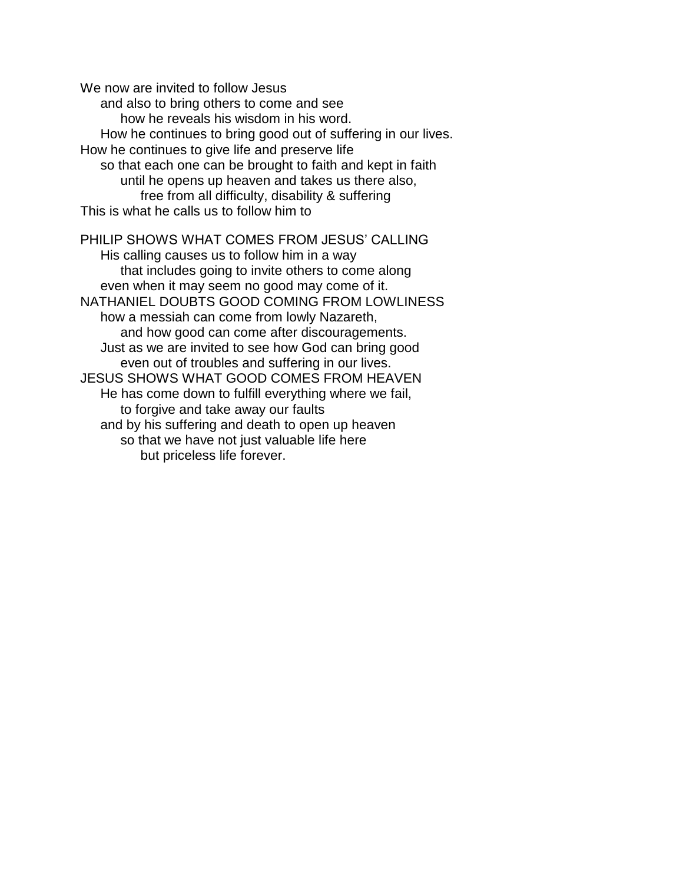We now are invited to follow Jesus
and also to bring others to come and see
how he reveals his wisdom in his word.
How he continues to bring good out of suffering in our lives.
How he continues to give life and preserve life
so that each one can be brought to faith and kept in faith
until he opens up heaven and takes us there also,
free from all difficulty, disability & suffering
This is what he calls us to follow him to

PHILIP SHOWS WHAT COMES FROM JESUS' CALLING
His calling causes us to follow him in a way
that includes going to invite others to come along
even when it may seem no good may come of it.
NATHANIEL DOUBTS GOOD COMING FROM LOWLINESS
how a messiah can come from lowly Nazareth,
and how good can come after discouragements.
Just as we are invited to see how God can bring good
even out of troubles and suffering in our lives.
JESUS SHOWS WHAT GOOD COMES FROM HEAVEN
He has come down to fulfill everything where we fail,
to forgive and take away our faults
and by his suffering and death to open up heaven
so that we have not just valuable life here
but priceless life forever.